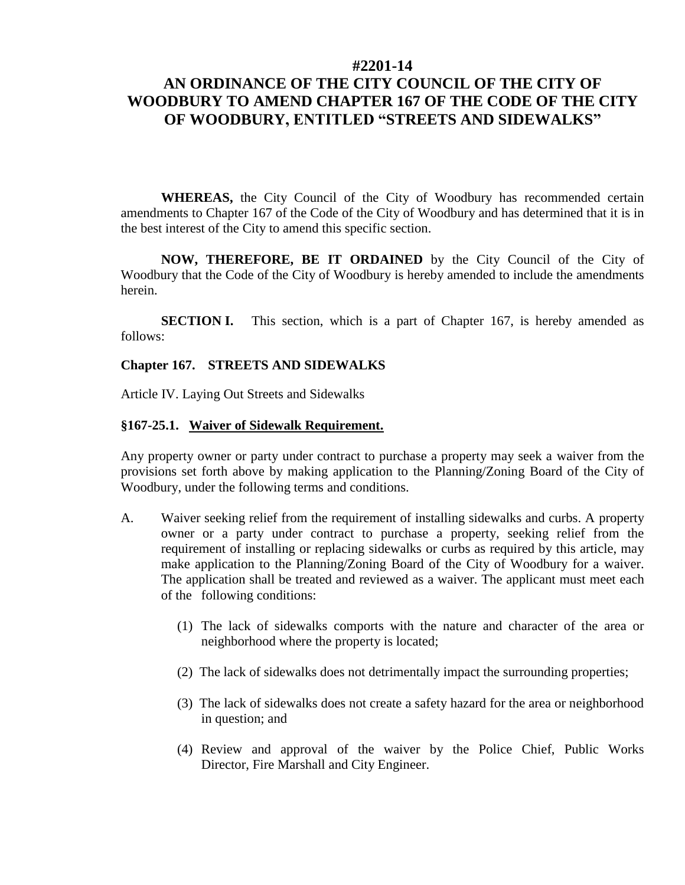# #2201-14

# AN ORDINANCE OF THE CITY COUNCIL OF THE CITY OF WOODBURY TO AMEND CHAPTER 167 OF THE CODE OF THE CITY OF WOODBURY, ENTITLED "STREETS AND SIDEWALKS"

**WHEREAS,** the City Council of the City of Woodbury has recommended certain amendments to Chapter 167 of the Code of the City of Woodbury and has determined that it is in the best interest of the City to amend this specific section.

**NOW, THEREFORE, BE IT ORDAINED** by the City Council of the City of Woodbury that the Code of the City of Woodbury is hereby amended to include the amendments herein.

**SECTION I.** This section, which is a part of Chapter 167, is hereby amended as follows:

**Chapter 167. STREETS AND SIDEWALKS**

Article IV. Laying Out Streets and Sidewalks

**§167-25.1. <u>Waiver of Sidewalk Requirement.</u>**

Any property owner or party under contract to purchase a property may seek a waiver from the provisions set forth above by making application to the Planning/Zoning Board of the City of Woodbury, under the following terms and conditions.

A. Waiver seeking relief from the requirement of installing sidewalks and curbs. A property owner or a party under contract to purchase a property, seeking relief from the requirement of installing or replacing sidewalks or curbs as required by this article, may make application to the Planning/Zoning Board of the City of Woodbury for a waiver. The application shall be treated and reviewed as a waiver. The applicant must meet each of the following conditions:

   (1) The lack of sidewalks comports with the nature and character of the area or neighborhood where the property is located;

   (2) The lack of sidewalks does not detrimentally impact the surrounding properties;

   (3) The lack of sidewalks does not create a safety hazard for the area or neighborhood in question; and

   (4) Review and approval of the waiver by the Police Chief, Public Works Director, Fire Marshall and City Engineer.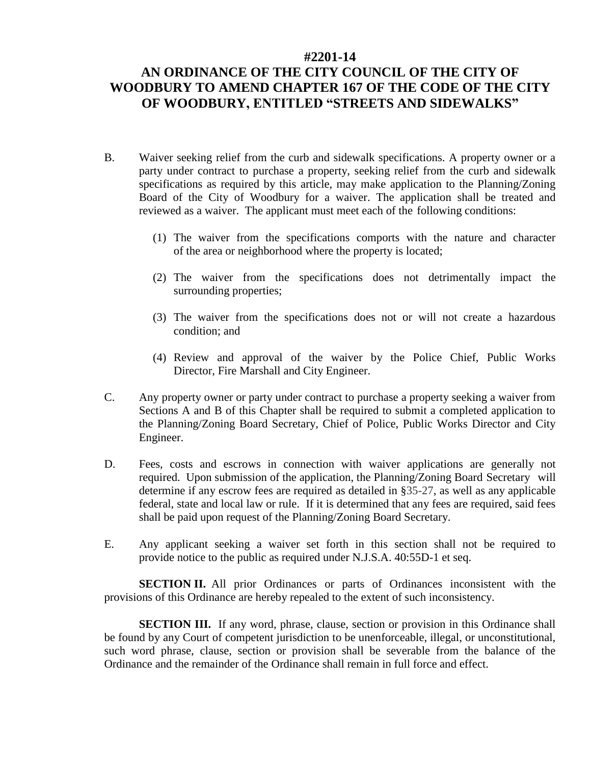**#2201-14**

# AN ORDINANCE OF THE CITY COUNCIL OF THE CITY OF WOODBURY TO AMEND CHAPTER 167 OF THE CODE OF THE CITY OF WOODBURY, ENTITLED "STREETS AND SIDEWALKS"

B. Waiver seeking relief from the curb and sidewalk specifications. A property owner or a party under contract to purchase a property, seeking relief from the curb and sidewalk specifications as required by this article, may make application to the Planning/Zoning Board of the City of Woodbury for a waiver. The application shall be treated and reviewed as a waiver. The applicant must meet each of the following conditions:

   (1) The waiver from the specifications comports with the nature and character of the area or neighborhood where the property is located;

   (2) The waiver from the specifications does not detrimentally impact the surrounding properties;

   (3) The waiver from the specifications does not or will not create a hazardous condition; and

   (4) Review and approval of the waiver by the Police Chief, Public Works Director, Fire Marshall and City Engineer.

C. Any property owner or party under contract to purchase a property seeking a waiver from Sections A and B of this Chapter shall be required to submit a completed application to the Planning/Zoning Board Secretary, Chief of Police, Public Works Director and City Engineer.

D. Fees, costs and escrows in connection with waiver applications are generally not required. Upon submission of the application, the Planning/Zoning Board Secretary will determine if any escrow fees are required as detailed in §35-27, as well as any applicable federal, state and local law or rule. If it is determined that any fees are required, said fees shall be paid upon request of the Planning/Zoning Board Secretary.

E. Any applicant seeking a waiver set forth in this section shall not be required to provide notice to the public as required under N.J.S.A. 40:55D-1 et seq.

**SECTION II.** All prior Ordinances or parts of Ordinances inconsistent with the provisions of this Ordinance are hereby repealed to the extent of such inconsistency.

**SECTION III.** If any word, phrase, clause, section or provision in this Ordinance shall be found by any Court of competent jurisdiction to be unenforceable, illegal, or unconstitutional, such word phrase, clause, section or provision shall be severable from the balance of the Ordinance and the remainder of the Ordinance shall remain in full force and effect.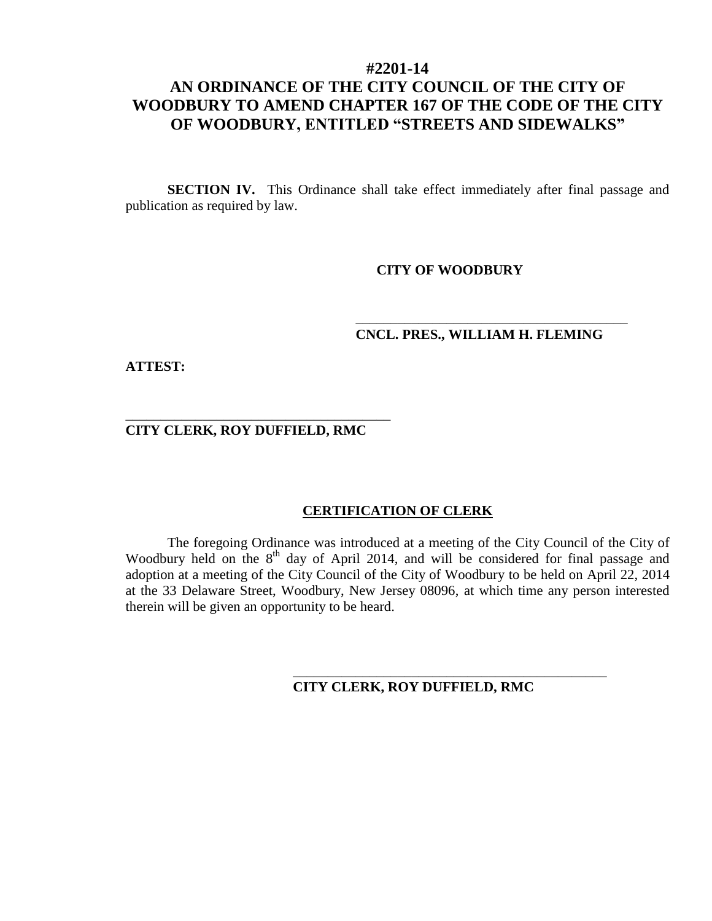# #2201-14

# AN ORDINANCE OF THE CITY COUNCIL OF THE CITY OF WOODBURY TO AMEND CHAPTER 167 OF THE CODE OF THE CITY OF WOODBURY, ENTITLED "STREETS AND SIDEWALKS"

**SECTION IV.** This Ordinance shall take effect immediately after final passage and publication as required by law.

**CITY OF WOODBURY**

______________________________________

**CNCL. PRES., WILLIAM H. FLEMING**

**ATTEST:**

______________________________________

**CITY CLERK, ROY DUFFIELD, RMC**

**CERTIFICATION OF CLERK**

The foregoing Ordinance was introduced at a meeting of the City Council of the City of Woodbury held on the 8th day of April 2014, and will be considered for final passage and adoption at a meeting of the City Council of the City of Woodbury to be held on April 22, 2014 at the 33 Delaware Street, Woodbury, New Jersey 08096, at which time any person interested therein will be given an opportunity to be heard.

______________________________________

**CITY CLERK, ROY DUFFIELD, RMC**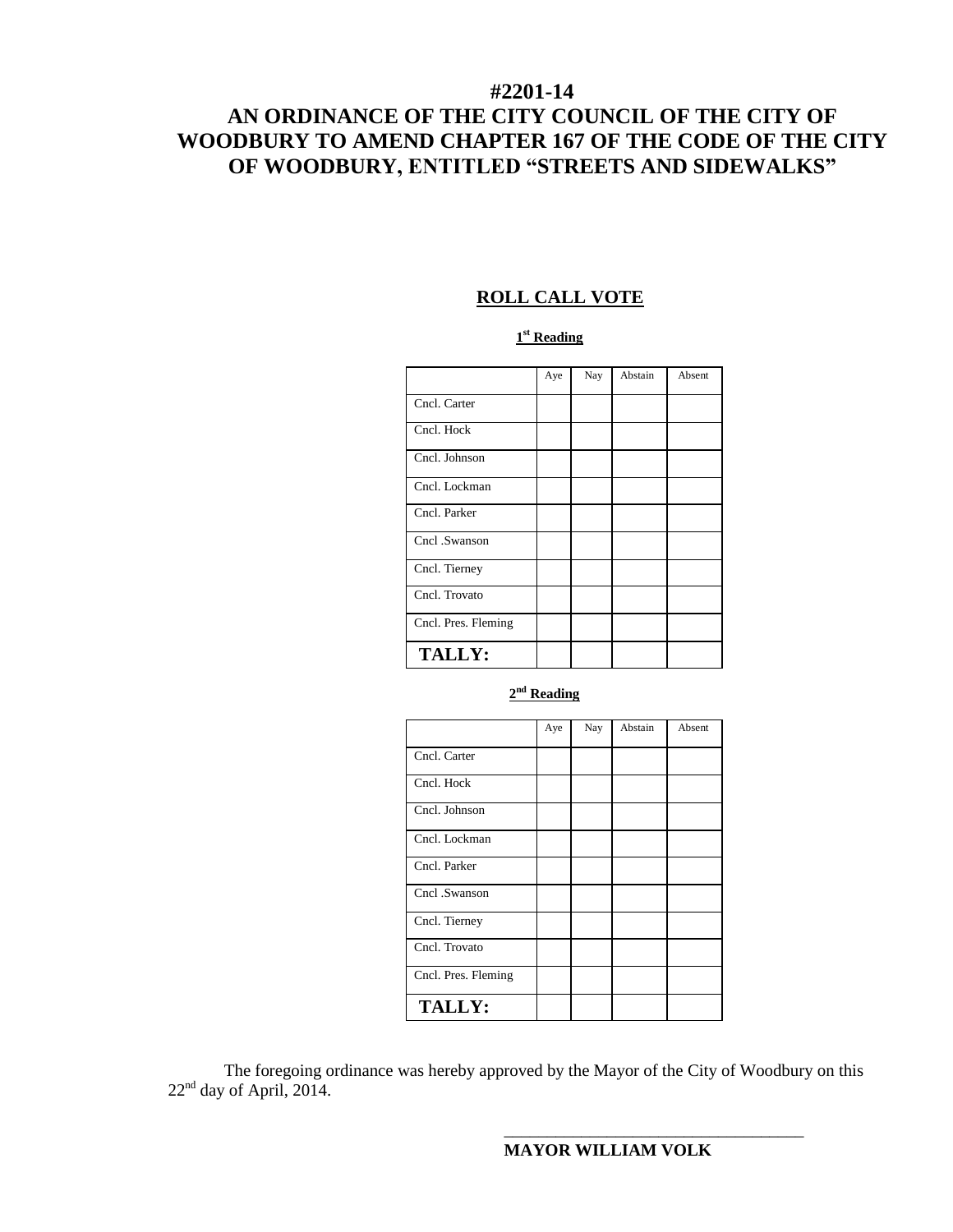# #2201-14

# AN ORDINANCE OF THE CITY COUNCIL OF THE CITY OF WOODBURY TO AMEND CHAPTER 167 OF THE CODE OF THE CITY OF WOODBURY, ENTITLED "STREETS AND SIDEWALKS"

## ROLL CALL VOTE

**1st Reading**

| | Aye | Nay | Abstain | Absent |
|---|---|---|---|---|
| Cncl. Carter | | | | |
| Cncl. Hock | | | | |
| Cncl. Johnson | | | | |
| Cncl. Lockman | | | | |
| Cncl. Parker | | | | |
| Cncl .Swanson | | | | |
| Cncl. Tierney | | | | |
| Cncl. Trovato | | | | |
| Cncl. Pres. Fleming | | | | |
| **TALLY:** | | | | |

**2nd Reading**

| | Aye | Nay | Abstain | Absent |
|---|---|---|---|---|
| Cncl. Carter | | | | |
| Cncl. Hock | | | | |
| Cncl. Johnson | | | | |
| Cncl. Lockman | | | | |
| Cncl. Parker | | | | |
| Cncl .Swanson | | | | |
| Cncl. Tierney | | | | |
| Cncl. Trovato | | | | |
| Cncl. Pres. Fleming | | | | |
| **TALLY:** | | | | |

The foregoing ordinance was hereby approved by the Mayor of the City of Woodbury on this 22nd day of April, 2014.

\_\_\_\_\_\_\_\_\_\_\_\_\_\_\_\_\_\_\_\_\_\_\_\_\_\_\_\_\_\_\_\_\_\_\_\_

**MAYOR WILLIAM VOLK**